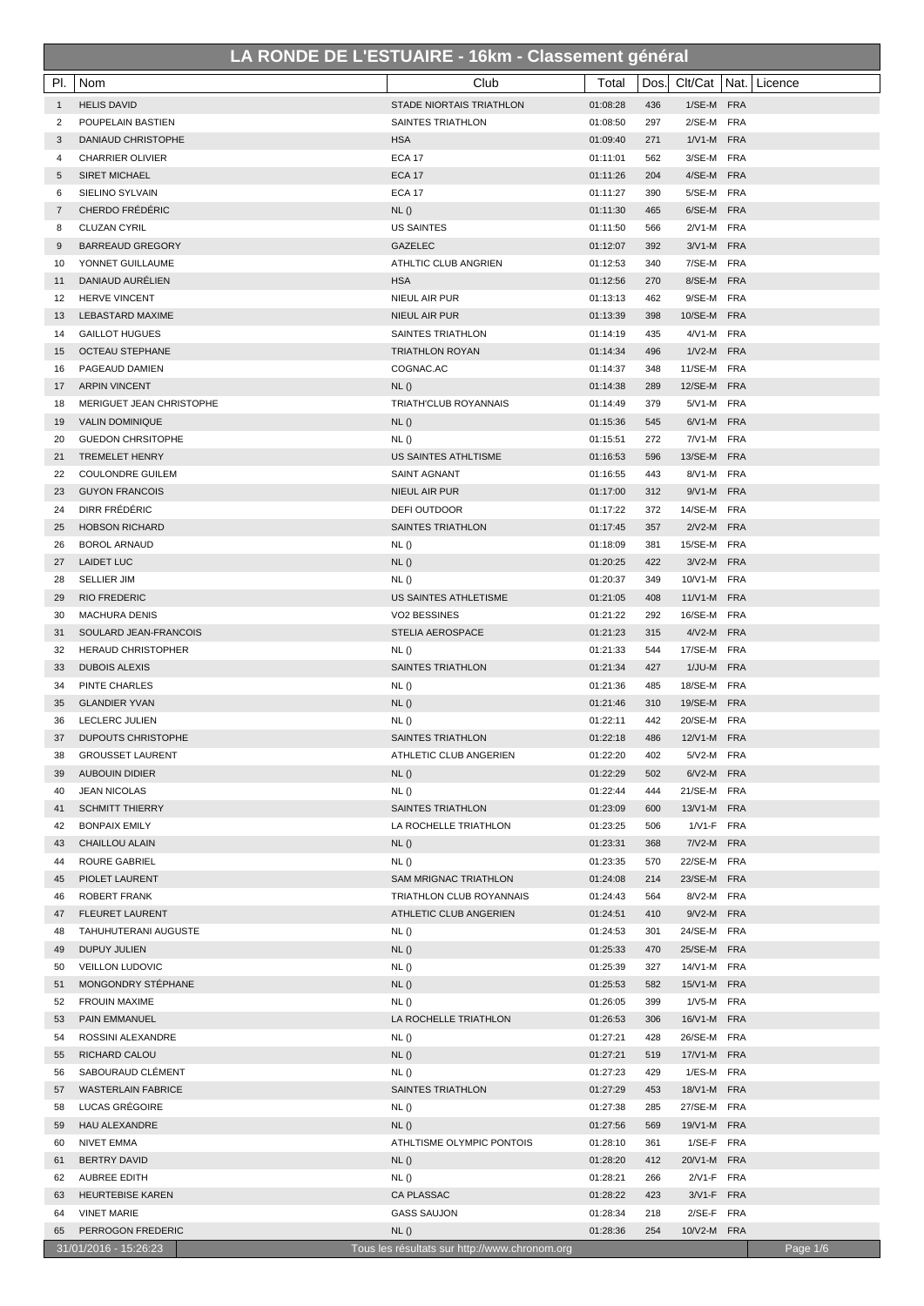# LA RONDE DE L'ESTUAIRE - 16km - Classement général

| Pl. | Nom | Club | Total | Dos. | Clt/Cat | Nat. | Licence |
|---|---|---|---|---|---|---|---|
| 1 | HELIS DAVID | STADE NIORTAIS TRIATHLON | 01:08:28 | 436 | 1/SE-M | FRA | |
| 2 | POUPELAIN BASTIEN | SAINTES TRIATHLON | 01:08:50 | 297 | 2/SE-M | FRA | |
| 3 | DANIAUD CHRISTOPHE | HSA | 01:09:40 | 271 | 1/V1-M | FRA | |
| 4 | CHARRIER OLIVIER | ECA 17 | 01:11:01 | 562 | 3/SE-M | FRA | |
| 5 | SIRET MICHAEL | ECA 17 | 01:11:26 | 204 | 4/SE-M | FRA | |
| 6 | SIELINO SYLVAIN | ECA 17 | 01:11:27 | 390 | 5/SE-M | FRA | |
| 7 | CHERDO FRÉDÉRIC | NL () | 01:11:30 | 465 | 6/SE-M | FRA | |
| 8 | CLUZAN CYRIL | US SAINTES | 01:11:50 | 566 | 2/V1-M | FRA | |
| 9 | BARREAUD GREGORY | GAZELEC | 01:12:07 | 392 | 3/V1-M | FRA | |
| 10 | YONNET GUILLAUME | ATHLTIC CLUB ANGRIEN | 01:12:53 | 340 | 7/SE-M | FRA | |
| 11 | DANIAUD AURÉLIEN | HSA | 01:12:56 | 270 | 8/SE-M | FRA | |
| 12 | HERVE VINCENT | NIEUL AIR PUR | 01:13:13 | 462 | 9/SE-M | FRA | |
| 13 | LEBASTARD MAXIME | NIEUL AIR PUR | 01:13:39 | 398 | 10/SE-M | FRA | |
| 14 | GAILLOT HUGUES | SAINTES TRIATHLON | 01:14:19 | 435 | 4/V1-M | FRA | |
| 15 | OCTEAU STEPHANE | TRIATHLON ROYAN | 01:14:34 | 496 | 1/V2-M | FRA | |
| 16 | PAGEAUD DAMIEN | COGNAC.AC | 01:14:37 | 348 | 11/SE-M | FRA | |
| 17 | ARPIN VINCENT | NL () | 01:14:38 | 289 | 12/SE-M | FRA | |
| 18 | MERIGUET JEAN CHRISTOPHE | TRIATH'CLUB ROYANNAIS | 01:14:49 | 379 | 5/V1-M | FRA | |
| 19 | VALIN DOMINIQUE | NL () | 01:15:36 | 545 | 6/V1-M | FRA | |
| 20 | GUEDON CHRSITOPHE | NL () | 01:15:51 | 272 | 7/V1-M | FRA | |
| 21 | TREMELET HENRY | US SAINTES ATHLTISME | 01:16:53 | 596 | 13/SE-M | FRA | |
| 22 | COULONDRE GUILEM | SAINT AGNANT | 01:16:55 | 443 | 8/V1-M | FRA | |
| 23 | GUYON FRANCOIS | NIEUL AIR PUR | 01:17:00 | 312 | 9/V1-M | FRA | |
| 24 | DIRR FRÉDÉRIC | DEFI OUTDOOR | 01:17:22 | 372 | 14/SE-M | FRA | |
| 25 | HOBSON RICHARD | SAINTES TRIATHLON | 01:17:45 | 357 | 2/V2-M | FRA | |
| 26 | BOROL ARNAUD | NL () | 01:18:09 | 381 | 15/SE-M | FRA | |
| 27 | LAIDET LUC | NL () | 01:20:25 | 422 | 3/V2-M | FRA | |
| 28 | SELLIER JIM | NL () | 01:20:37 | 349 | 10/V1-M | FRA | |
| 29 | RIO FREDERIC | US SAINTES ATHLETISME | 01:21:05 | 408 | 11/V1-M | FRA | |
| 30 | MACHURA DENIS | VO2 BESSINES | 01:21:22 | 292 | 16/SE-M | FRA | |
| 31 | SOULARD JEAN-FRANCOIS | STELIA AEROSPACE | 01:21:23 | 315 | 4/V2-M | FRA | |
| 32 | HERAUD CHRISTOPHER | NL () | 01:21:33 | 544 | 17/SE-M | FRA | |
| 33 | DUBOIS ALEXIS | SAINTES TRIATHLON | 01:21:34 | 427 | 1/JU-M | FRA | |
| 34 | PINTE CHARLES | NL () | 01:21:36 | 485 | 18/SE-M | FRA | |
| 35 | GLANDIER YVAN | NL () | 01:21:46 | 310 | 19/SE-M | FRA | |
| 36 | LECLERC JULIEN | NL () | 01:22:11 | 442 | 20/SE-M | FRA | |
| 37 | DUPOUTS CHRISTOPHE | SAINTES TRIATHLON | 01:22:18 | 486 | 12/V1-M | FRA | |
| 38 | GROUSSET LAURENT | ATHLETIC CLUB ANGERIEN | 01:22:20 | 402 | 5/V2-M | FRA | |
| 39 | AUBOUIN DIDIER | NL () | 01:22:29 | 502 | 6/V2-M | FRA | |
| 40 | JEAN NICOLAS | NL () | 01:22:44 | 444 | 21/SE-M | FRA | |
| 41 | SCHMITT THIERRY | SAINTES TRIATHLON | 01:23:09 | 600 | 13/V1-M | FRA | |
| 42 | BONPAIX EMILY | LA ROCHELLE TRIATHLON | 01:23:25 | 506 | 1/V1-F | FRA | |
| 43 | CHAILLOU ALAIN | NL () | 01:23:31 | 368 | 7/V2-M | FRA | |
| 44 | ROURE GABRIEL | NL () | 01:23:35 | 570 | 22/SE-M | FRA | |
| 45 | PIOLET LAURENT | SAM MRIGNAC TRIATHLON | 01:24:08 | 214 | 23/SE-M | FRA | |
| 46 | ROBERT FRANK | TRIATHLON CLUB ROYANNAIS | 01:24:43 | 564 | 8/V2-M | FRA | |
| 47 | FLEURET LAURENT | ATHLETIC CLUB ANGERIEN | 01:24:51 | 410 | 9/V2-M | FRA | |
| 48 | TAHUHUTERANI AUGUSTE | NL () | 01:24:53 | 301 | 24/SE-M | FRA | |
| 49 | DUPUY JULIEN | NL () | 01:25:33 | 470 | 25/SE-M | FRA | |
| 50 | VEILLON LUDOVIC | NL () | 01:25:39 | 327 | 14/V1-M | FRA | |
| 51 | MONGONDRY STÉPHANE | NL () | 01:25:53 | 582 | 15/V1-M | FRA | |
| 52 | FROUIN MAXIME | NL () | 01:26:05 | 399 | 1/V5-M | FRA | |
| 53 | PAIN EMMANUEL | LA ROCHELLE TRIATHLON | 01:26:53 | 306 | 16/V1-M | FRA | |
| 54 | ROSSINI ALEXANDRE | NL () | 01:27:21 | 428 | 26/SE-M | FRA | |
| 55 | RICHARD CALOU | NL () | 01:27:21 | 519 | 17/V1-M | FRA | |
| 56 | SABOURAUD CLÉMENT | NL () | 01:27:23 | 429 | 1/ES-M | FRA | |
| 57 | WASTERLAIN FABRICE | SAINTES TRIATHLON | 01:27:29 | 453 | 18/V1-M | FRA | |
| 58 | LUCAS GRÉGOIRE | NL () | 01:27:38 | 285 | 27/SE-M | FRA | |
| 59 | HAU ALEXANDRE | NL () | 01:27:56 | 569 | 19/V1-M | FRA | |
| 60 | NIVET EMMA | ATHLTISME OLYMPIC PONTOIS | 01:28:10 | 361 | 1/SE-F | FRA | |
| 61 | BERTRY DAVID | NL () | 01:28:20 | 412 | 20/V1-M | FRA | |
| 62 | AUBREE EDITH | NL () | 01:28:21 | 266 | 2/V1-F | FRA | |
| 63 | HEURTEBISE KAREN | CA PLASSAC | 01:28:22 | 423 | 3/V1-F | FRA | |
| 64 | VINET MARIE | GASS SAUJON | 01:28:34 | 218 | 2/SE-F | FRA | |
| 65 | PERROGON FREDERIC | NL () | 01:28:36 | 254 | 10/V2-M | FRA | |

31/01/2016 - 15:26:23 — Tous les résultats sur http://www.chronom.org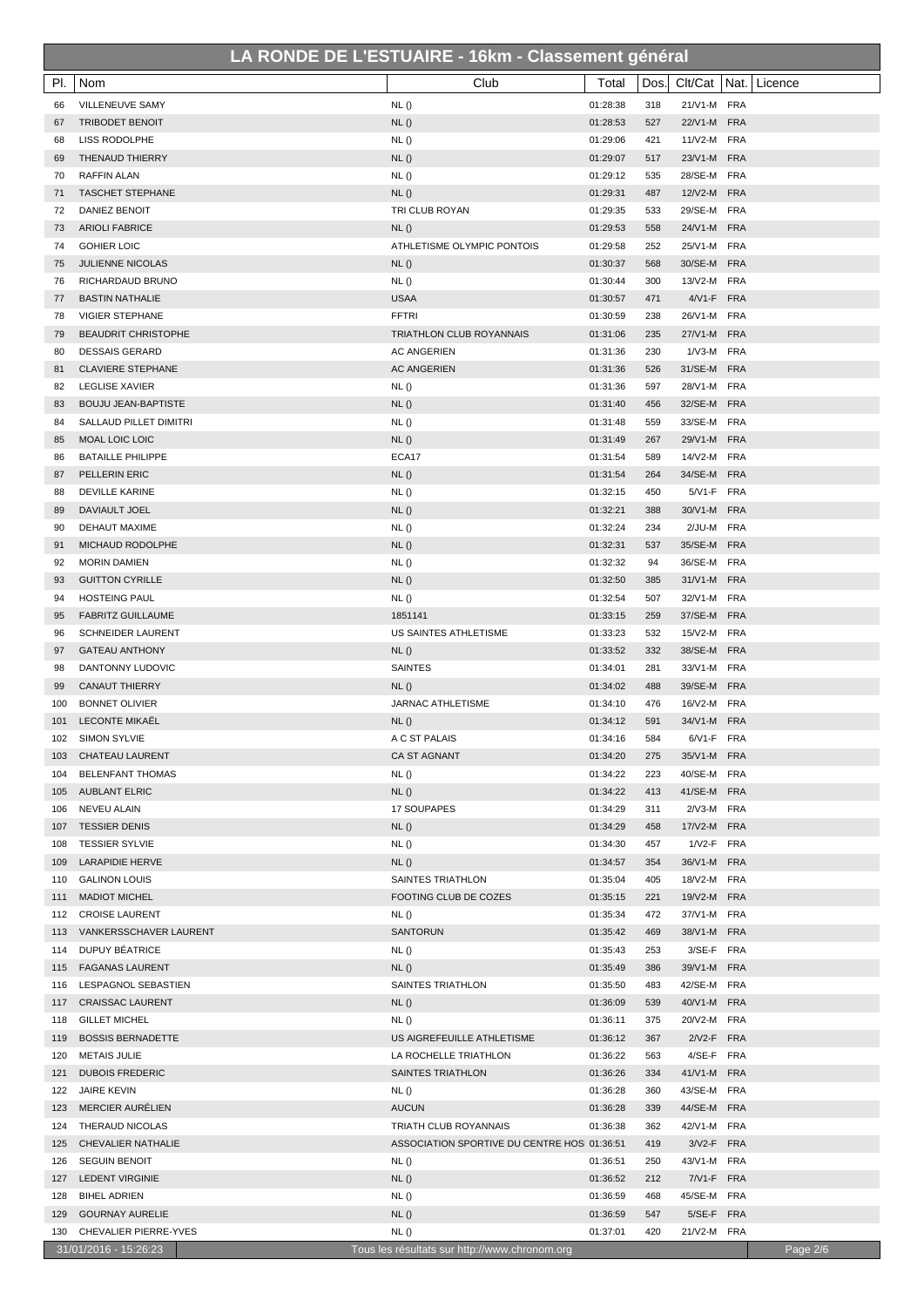# LA RONDE DE L'ESTUAIRE - 16km - Classement général

| Pl. | Nom | Club | Total | Dos. | Clt/Cat | Nat. | Licence |
|---|---|---|---|---|---|---|---|
| 66 | VILLENEUVE SAMY | NL () | 01:28:38 | 318 | 21/V1-M | FRA | |
| 67 | TRIBODET BENOIT | NL () | 01:28:53 | 527 | 22/V1-M | FRA | |
| 68 | LISS RODOLPHE | NL () | 01:29:06 | 421 | 11/V2-M | FRA | |
| 69 | THENAUD THIERRY | NL () | 01:29:07 | 517 | 23/V1-M | FRA | |
| 70 | RAFFIN ALAN | NL () | 01:29:12 | 535 | 28/SE-M | FRA | |
| 71 | TASCHET STEPHANE | NL () | 01:29:31 | 487 | 12/V2-M | FRA | |
| 72 | DANIEZ BENOIT | TRI CLUB ROYAN | 01:29:35 | 533 | 29/SE-M | FRA | |
| 73 | ARIOLI FABRICE | NL () | 01:29:53 | 558 | 24/V1-M | FRA | |
| 74 | GOHIER LOIC | ATHLETISME OLYMPIC PONTOIS | 01:29:58 | 252 | 25/V1-M | FRA | |
| 75 | JULIENNE NICOLAS | NL () | 01:30:37 | 568 | 30/SE-M | FRA | |
| 76 | RICHARDAUD BRUNO | NL () | 01:30:44 | 300 | 13/V2-M | FRA | |
| 77 | BASTIN NATHALIE | USAA | 01:30:57 | 471 | 4/V1-F | FRA | |
| 78 | VIGIER STEPHANE | FFTRI | 01:30:59 | 238 | 26/V1-M | FRA | |
| 79 | BEAUDRIT CHRISTOPHE | TRIATHLON CLUB ROYANNAIS | 01:31:06 | 235 | 27/V1-M | FRA | |
| 80 | DESSAIS GERARD | AC ANGERIEN | 01:31:36 | 230 | 1/V3-M | FRA | |
| 81 | CLAVIERE STEPHANE | AC ANGERIEN | 01:31:36 | 526 | 31/SE-M | FRA | |
| 82 | LEGLISE XAVIER | NL () | 01:31:36 | 597 | 28/V1-M | FRA | |
| 83 | BOUJU JEAN-BAPTISTE | NL () | 01:31:40 | 456 | 32/SE-M | FRA | |
| 84 | SALLAUD PILLET DIMITRI | NL () | 01:31:48 | 559 | 33/SE-M | FRA | |
| 85 | MOAL LOIC LOIC | NL () | 01:31:49 | 267 | 29/V1-M | FRA | |
| 86 | BATAILLE PHILIPPE | ECA17 | 01:31:54 | 589 | 14/V2-M | FRA | |
| 87 | PELLERIN ERIC | NL () | 01:31:54 | 264 | 34/SE-M | FRA | |
| 88 | DEVILLE KARINE | NL () | 01:32:15 | 450 | 5/V1-F | FRA | |
| 89 | DAVIAULT JOEL | NL () | 01:32:21 | 388 | 30/V1-M | FRA | |
| 90 | DEHAUT MAXIME | NL () | 01:32:24 | 234 | 2/JU-M | FRA | |
| 91 | MICHAUD RODOLPHE | NL () | 01:32:31 | 537 | 35/SE-M | FRA | |
| 92 | MORIN DAMIEN | NL () | 01:32:32 | 94 | 36/SE-M | FRA | |
| 93 | GUITTON CYRILLE | NL () | 01:32:50 | 385 | 31/V1-M | FRA | |
| 94 | HOSTEING PAUL | NL () | 01:32:54 | 507 | 32/V1-M | FRA | |
| 95 | FABRITZ GUILLAUME | 1851141 | 01:33:15 | 259 | 37/SE-M | FRA | |
| 96 | SCHNEIDER LAURENT | US SAINTES ATHLETISME | 01:33:23 | 532 | 15/V2-M | FRA | |
| 97 | GATEAU ANTHONY | NL () | 01:33:52 | 332 | 38/SE-M | FRA | |
| 98 | DANTONNY LUDOVIC | SAINTES | 01:34:01 | 281 | 33/V1-M | FRA | |
| 99 | CANAUT THIERRY | NL () | 01:34:02 | 488 | 39/SE-M | FRA | |
| 100 | BONNET OLIVIER | JARNAC ATHLETISME | 01:34:10 | 476 | 16/V2-M | FRA | |
| 101 | LECONTE MIKAËL | NL () | 01:34:12 | 591 | 34/V1-M | FRA | |
| 102 | SIMON SYLVIE | A C ST PALAIS | 01:34:16 | 584 | 6/V1-F | FRA | |
| 103 | CHATEAU LAURENT | CA ST AGNANT | 01:34:20 | 275 | 35/V1-M | FRA | |
| 104 | BELENFANT THOMAS | NL () | 01:34:22 | 223 | 40/SE-M | FRA | |
| 105 | AUBLANT ELRIC | NL () | 01:34:22 | 413 | 41/SE-M | FRA | |
| 106 | NEVEU ALAIN | 17 SOUPAPES | 01:34:29 | 311 | 2/V3-M | FRA | |
| 107 | TESSIER DENIS | NL () | 01:34:29 | 458 | 17/V2-M | FRA | |
| 108 | TESSIER SYLVIE | NL () | 01:34:30 | 457 | 1/V2-F | FRA | |
| 109 | LARAPIDIE HERVE | NL () | 01:34:57 | 354 | 36/V1-M | FRA | |
| 110 | GALINON LOUIS | SAINTES TRIATHLON | 01:35:04 | 405 | 18/V2-M | FRA | |
| 111 | MADIOT MICHEL | FOOTING CLUB DE COZES | 01:35:15 | 221 | 19/V2-M | FRA | |
| 112 | CROISE LAURENT | NL () | 01:35:34 | 472 | 37/V1-M | FRA | |
| 113 | VANKERSSCHAVER LAURENT | SANTORUN | 01:35:42 | 469 | 38/V1-M | FRA | |
| 114 | DUPUY BÉATRICE | NL () | 01:35:43 | 253 | 3/SE-F | FRA | |
| 115 | FAGANAS LAURENT | NL () | 01:35:49 | 386 | 39/V1-M | FRA | |
| 116 | LESPAGNOL SEBASTIEN | SAINTES TRIATHLON | 01:35:50 | 483 | 42/SE-M | FRA | |
| 117 | CRAISSAC LAURENT | NL () | 01:36:09 | 539 | 40/V1-M | FRA | |
| 118 | GILLET MICHEL | NL () | 01:36:11 | 375 | 20/V2-M | FRA | |
| 119 | BOSSIS BERNADETTE | US AIGREFEUILLE ATHLETISME | 01:36:12 | 367 | 2/V2-F | FRA | |
| 120 | METAIS JULIE | LA ROCHELLE TRIATHLON | 01:36:22 | 563 | 4/SE-F | FRA | |
| 121 | DUBOIS FREDERIC | SAINTES TRIATHLON | 01:36:26 | 334 | 41/V1-M | FRA | |
| 122 | JAIRE KEVIN | NL () | 01:36:28 | 360 | 43/SE-M | FRA | |
| 123 | MERCIER AURÉLIEN | AUCUN | 01:36:28 | 339 | 44/SE-M | FRA | |
| 124 | THERAUD NICOLAS | TRIATH CLUB ROYANNAIS | 01:36:38 | 362 | 42/V1-M | FRA | |
| 125 | CHEVALIER NATHALIE | ASSOCIATION SPORTIVE DU CENTRE HOS | 01:36:51 | 419 | 3/V2-F | FRA | |
| 126 | SEGUIN BENOIT | NL () | 01:36:51 | 250 | 43/V1-M | FRA | |
| 127 | LEDENT VIRGINIE | NL () | 01:36:52 | 212 | 7/V1-F | FRA | |
| 128 | BIHEL ADRIEN | NL () | 01:36:59 | 468 | 45/SE-M | FRA | |
| 129 | GOURNAY AURELIE | NL () | 01:36:59 | 547 | 5/SE-F | FRA | |
| 130 | CHEVALIER PIERRE-YVES | NL () | 01:37:01 | 420 | 21/V2-M | FRA | |

31/01/2016 - 15:26:23 — Tous les résultats sur http://www.chronom.org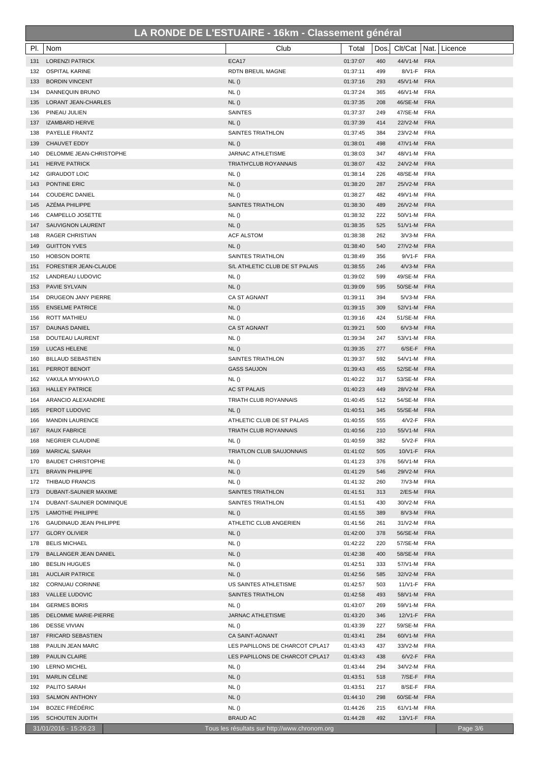# LA RONDE DE L'ESTUAIRE - 16km - Classement général

| Pl. | Nom | Club | Total | Dos. | Clt/Cat | Nat. | Licence |
|---|---|---|---|---|---|---|---|
| 131 | LORENZI PATRICK | ECA17 | 01:37:07 | 460 | 44/V1-M | FRA | |
| 132 | OSPITAL KARINE | RDTN BREUIL MAGNE | 01:37:11 | 499 | 8/V1-F | FRA | |
| 133 | BORDIN VINCENT | NL () | 01:37:16 | 293 | 45/V1-M | FRA | |
| 134 | DANNEQUIN BRUNO | NL () | 01:37:24 | 365 | 46/V1-M | FRA | |
| 135 | LORANT JEAN-CHARLES | NL () | 01:37:35 | 208 | 46/SE-M | FRA | |
| 136 | PINEAU JULIEN | SAINTES | 01:37:37 | 249 | 47/SE-M | FRA | |
| 137 | IZAMBARD HERVE | NL () | 01:37:39 | 414 | 22/V2-M | FRA | |
| 138 | PAYELLE FRANTZ | SAINTES TRIATHLON | 01:37:45 | 384 | 23/V2-M | FRA | |
| 139 | CHAUVET EDDY | NL () | 01:38:01 | 498 | 47/V1-M | FRA | |
| 140 | DELOMME JEAN-CHRISTOPHE | JARNAC ATHLETISME | 01:38:03 | 347 | 48/V1-M | FRA | |
| 141 | HERVE PATRICK | TRIATH'CLUB ROYANNAIS | 01:38:07 | 432 | 24/V2-M | FRA | |
| 142 | GIRAUDOT LOIC | NL () | 01:38:14 | 226 | 48/SE-M | FRA | |
| 143 | PONTINE ERIC | NL () | 01:38:20 | 287 | 25/V2-M | FRA | |
| 144 | COUDERC DANIEL | NL () | 01:38:27 | 482 | 49/V1-M | FRA | |
| 145 | AZÉMA PHILIPPE | SAINTES TRIATHLON | 01:38:30 | 489 | 26/V2-M | FRA | |
| 146 | CAMPELLO JOSETTE | NL () | 01:38:32 | 222 | 50/V1-M | FRA | |
| 147 | SAUVIGNON LAURENT | NL () | 01:38:35 | 525 | 51/V1-M | FRA | |
| 148 | RAGER CHRISTIAN | ACF ALSTOM | 01:38:38 | 262 | 3/V3-M | FRA | |
| 149 | GUITTON YVES | NL () | 01:38:40 | 540 | 27/V2-M | FRA | |
| 150 | HOBSON DORTE | SAINTES TRIATHLON | 01:38:49 | 356 | 9/V1-F | FRA | |
| 151 | FORESTIER JEAN-CLAUDE | S/L ATHLETIC CLUB DE ST PALAIS | 01:38:55 | 246 | 4/V3-M | FRA | |
| 152 | LANDREAU LUDOVIC | NL () | 01:39:02 | 599 | 49/SE-M | FRA | |
| 153 | PAVIE SYLVAIN | NL () | 01:39:09 | 595 | 50/SE-M | FRA | |
| 154 | DRUGEON JANY PIERRE | CA ST AGNANT | 01:39:11 | 394 | 5/V3-M | FRA | |
| 155 | ENSELME PATRICE | NL () | 01:39:15 | 309 | 52/V1-M | FRA | |
| 156 | ROTT MATHIEU | NL () | 01:39:16 | 424 | 51/SE-M | FRA | |
| 157 | DAUNAS DANIEL | CA ST AGNANT | 01:39:21 | 500 | 6/V3-M | FRA | |
| 158 | DOUTEAU LAURENT | NL () | 01:39:34 | 247 | 53/V1-M | FRA | |
| 159 | LUCAS HELENE | NL () | 01:39:35 | 277 | 6/SE-F | FRA | |
| 160 | BILLAUD SEBASTIEN | SAINTES TRIATHLON | 01:39:37 | 592 | 54/V1-M | FRA | |
| 161 | PERROT BENOIT | GASS SAUJON | 01:39:43 | 455 | 52/SE-M | FRA | |
| 162 | VAKULA MYKHAYLO | NL () | 01:40:22 | 317 | 53/SE-M | FRA | |
| 163 | HALLEY PATRICE | AC ST PALAIS | 01:40:23 | 449 | 28/V2-M | FRA | |
| 164 | ARANCIO ALEXANDRE | TRIATH CLUB ROYANNAIS | 01:40:45 | 512 | 54/SE-M | FRA | |
| 165 | PEROT LUDOVIC | NL () | 01:40:51 | 345 | 55/SE-M | FRA | |
| 166 | MANDIN LAURENCE | ATHLETIC CLUB DE ST PALAIS | 01:40:55 | 555 | 4/V2-F | FRA | |
| 167 | RAUX FABRICE | TRIATH CLUB ROYANNAIS | 01:40:56 | 210 | 55/V1-M | FRA | |
| 168 | NEGRIER CLAUDINE | NL () | 01:40:59 | 382 | 5/V2-F | FRA | |
| 169 | MARICAL SARAH | TRIATLON CLUB SAUJONNAIS | 01:41:02 | 505 | 10/V1-F | FRA | |
| 170 | BAUDET CHRISTOPHE | NL () | 01:41:23 | 376 | 56/V1-M | FRA | |
| 171 | BRAVIN PHILIPPE | NL () | 01:41:29 | 546 | 29/V2-M | FRA | |
| 172 | THIBAUD FRANCIS | NL () | 01:41:32 | 260 | 7/V3-M | FRA | |
| 173 | DUBANT-SAUNIER MAXIME | SAINTES TRIATHLON | 01:41:51 | 313 | 2/ES-M | FRA | |
| 174 | DUBANT-SAUNIER DOMINIQUE | SAINTES TRIATHLON | 01:41:51 | 430 | 30/V2-M | FRA | |
| 175 | LAMOTHE PHILIPPE | NL () | 01:41:55 | 389 | 8/V3-M | FRA | |
| 176 | GAUDINAUD JEAN PHILIPPE | ATHLETIC CLUB ANGERIEN | 01:41:56 | 261 | 31/V2-M | FRA | |
| 177 | GLORY OLIVIER | NL () | 01:42:00 | 378 | 56/SE-M | FRA | |
| 178 | BELIS MICHAEL | NL () | 01:42:22 | 220 | 57/SE-M | FRA | |
| 179 | BALLANGER JEAN DANIEL | NL () | 01:42:38 | 400 | 58/SE-M | FRA | |
| 180 | BESLIN HUGUES | NL () | 01:42:51 | 333 | 57/V1-M | FRA | |
| 181 | AUCLAIR PATRICE | NL () | 01:42:56 | 585 | 32/V2-M | FRA | |
| 182 | CORNUAU CORINNE | US SAINTES ATHLETISME | 01:42:57 | 503 | 11/V1-F | FRA | |
| 183 | VALLEE LUDOVIC | SAINTES TRIATHLON | 01:42:58 | 493 | 58/V1-M | FRA | |
| 184 | GERMES BORIS | NL () | 01:43:07 | 269 | 59/V1-M | FRA | |
| 185 | DELOMME MARIE-PIERRE | JARNAC ATHLETISME | 01:43:20 | 346 | 12/V1-F | FRA | |
| 186 | DESSE VIVIAN | NL () | 01:43:39 | 227 | 59/SE-M | FRA | |
| 187 | FRICARD SEBASTIEN | CA SAINT-AGNANT | 01:43:41 | 284 | 60/V1-M | FRA | |
| 188 | PAULIN JEAN MARC | LES PAPILLONS DE CHARCOT CPLA17 | 01:43:43 | 437 | 33/V2-M | FRA | |
| 189 | PAULIN CLAIRE | LES PAPILLONS DE CHARCOT CPLA17 | 01:43:43 | 438 | 6/V2-F | FRA | |
| 190 | LERNO MICHEL | NL () | 01:43:44 | 294 | 34/V2-M | FRA | |
| 191 | MARLIN CÉLINE | NL () | 01:43:51 | 518 | 7/SE-F | FRA | |
| 192 | PALITO SARAH | NL () | 01:43:51 | 217 | 8/SE-F | FRA | |
| 193 | SALMON ANTHONY | NL () | 01:44:10 | 298 | 60/SE-M | FRA | |
| 194 | BOZEC FRÉDÉRIC | NL () | 01:44:26 | 215 | 61/V1-M | FRA | |
| 195 | SCHOUTEN JUDITH | BRAUD AC | 01:44:28 | 492 | 13/V1-F | FRA | |

31/01/2016 - 15:26:23 — Tous les résultats sur http://www.chronom.org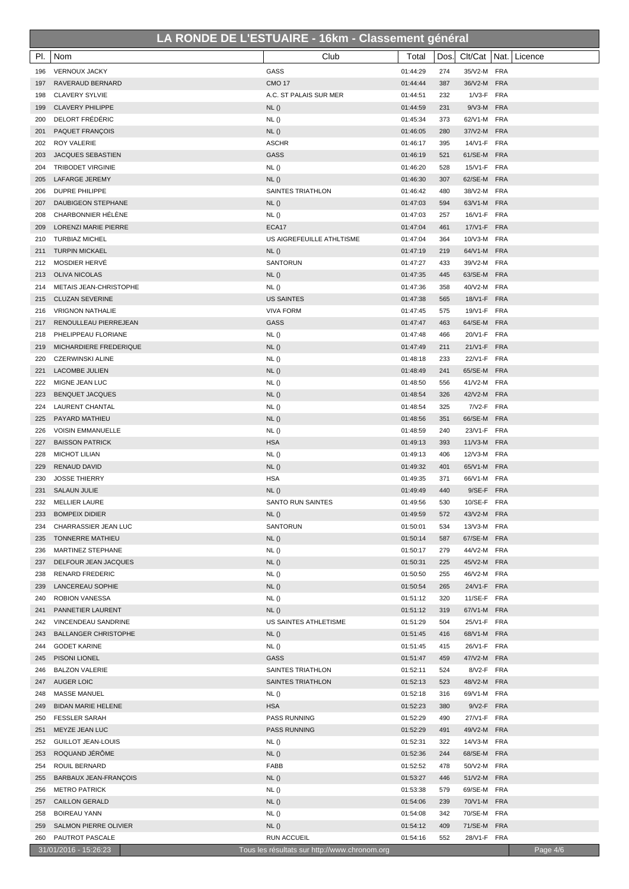# LA RONDE DE L'ESTUAIRE - 16km - Classement général

| Pl. | Nom | Club | Total | Dos. | Clt/Cat | Nat. | Licence |
|---|---|---|---|---|---|---|---|
| 196 | VERNOUX JACKY | GASS | 01:44:29 | 274 | 35/V2-M | FRA | |
| 197 | RAVERAUD BERNARD | CMO 17 | 01:44:44 | 387 | 36/V2-M | FRA | |
| 198 | CLAVERY SYLVIE | A.C. ST PALAIS SUR MER | 01:44:51 | 232 | 1/V3-F | FRA | |
| 199 | CLAVERY PHILIPPE | NL () | 01:44:59 | 231 | 9/V3-M | FRA | |
| 200 | DELORT FRÉDÉRIC | NL () | 01:45:34 | 373 | 62/V1-M | FRA | |
| 201 | PAQUET FRANÇOIS | NL () | 01:46:05 | 280 | 37/V2-M | FRA | |
| 202 | ROY VALERIE | ASCHR | 01:46:17 | 395 | 14/V1-F | FRA | |
| 203 | JACQUES SEBASTIEN | GASS | 01:46:19 | 521 | 61/SE-M | FRA | |
| 204 | TRIBODET VIRGINIE | NL () | 01:46:20 | 528 | 15/V1-F | FRA | |
| 205 | LAFARGE JEREMY | NL () | 01:46:30 | 307 | 62/SE-M | FRA | |
| 206 | DUPRE PHILIPPE | SAINTES TRIATHLON | 01:46:42 | 480 | 38/V2-M | FRA | |
| 207 | DAUBIGEON STEPHANE | NL () | 01:47:03 | 594 | 63/V1-M | FRA | |
| 208 | CHARBONNIER HÉLÈNE | NL () | 01:47:03 | 257 | 16/V1-F | FRA | |
| 209 | LORENZI MARIE PIERRE | ECA17 | 01:47:04 | 461 | 17/V1-F | FRA | |
| 210 | TURBIAZ MICHEL | US AIGREFEUILLE ATHLTISME | 01:47:04 | 364 | 10/V3-M | FRA | |
| 211 | TURPIN MICKAEL | NL () | 01:47:19 | 219 | 64/V1-M | FRA | |
| 212 | MOSDIER HERVÉ | SANTORUN | 01:47:27 | 433 | 39/V2-M | FRA | |
| 213 | OLIVA NICOLAS | NL () | 01:47:35 | 445 | 63/SE-M | FRA | |
| 214 | METAIS JEAN-CHRISTOPHE | NL () | 01:47:36 | 358 | 40/V2-M | FRA | |
| 215 | CLUZAN SEVERINE | US SAINTES | 01:47:38 | 565 | 18/V1-F | FRA | |
| 216 | VRIGNON NATHALIE | VIVA FORM | 01:47:45 | 575 | 19/V1-F | FRA | |
| 217 | RENOULLEAU PIERREJEAN | GASS | 01:47:47 | 463 | 64/SE-M | FRA | |
| 218 | PHELIPPEAU FLORIANE | NL () | 01:47:48 | 466 | 20/V1-F | FRA | |
| 219 | MICHARDIERE FREDERIQUE | NL () | 01:47:49 | 211 | 21/V1-F | FRA | |
| 220 | CZERWINSKI ALINE | NL () | 01:48:18 | 233 | 22/V1-F | FRA | |
| 221 | LACOMBE JULIEN | NL () | 01:48:49 | 241 | 65/SE-M | FRA | |
| 222 | MIGNE JEAN LUC | NL () | 01:48:50 | 556 | 41/V2-M | FRA | |
| 223 | BENQUET JACQUES | NL () | 01:48:54 | 326 | 42/V2-M | FRA | |
| 224 | LAURENT CHANTAL | NL () | 01:48:54 | 325 | 7/V2-F | FRA | |
| 225 | PAYARD MATHIEU | NL () | 01:48:56 | 351 | 66/SE-M | FRA | |
| 226 | VOISIN EMMANUELLE | NL () | 01:48:59 | 240 | 23/V1-F | FRA | |
| 227 | BAISSON PATRICK | HSA | 01:49:13 | 393 | 11/V3-M | FRA | |
| 228 | MICHOT LILIAN | NL () | 01:49:13 | 406 | 12/V3-M | FRA | |
| 229 | RENAUD DAVID | NL () | 01:49:32 | 401 | 65/V1-M | FRA | |
| 230 | JOSSE THIERRY | HSA | 01:49:35 | 371 | 66/V1-M | FRA | |
| 231 | SALAUN JULIE | NL () | 01:49:49 | 440 | 9/SE-F | FRA | |
| 232 | MELLIER LAURE | SANTO RUN SAINTES | 01:49:56 | 530 | 10/SE-F | FRA | |
| 233 | BOMPEIX DIDIER | NL () | 01:49:59 | 572 | 43/V2-M | FRA | |
| 234 | CHARRASSIER JEAN LUC | SANTORUN | 01:50:01 | 534 | 13/V3-M | FRA | |
| 235 | TONNERRE MATHIEU | NL () | 01:50:14 | 587 | 67/SE-M | FRA | |
| 236 | MARTINEZ STEPHANE | NL () | 01:50:17 | 279 | 44/V2-M | FRA | |
| 237 | DELFOUR JEAN JACQUES | NL () | 01:50:31 | 225 | 45/V2-M | FRA | |
| 238 | RENARD FREDERIC | NL () | 01:50:50 | 255 | 46/V2-M | FRA | |
| 239 | LANCEREAU SOPHIE | NL () | 01:50:54 | 265 | 24/V1-F | FRA | |
| 240 | ROBION VANESSA | NL () | 01:51:12 | 320 | 11/SE-F | FRA | |
| 241 | PANNETIER LAURENT | NL () | 01:51:12 | 319 | 67/V1-M | FRA | |
| 242 | VINCENDEAU SANDRINE | US SAINTES ATHLETISME | 01:51:29 | 504 | 25/V1-F | FRA | |
| 243 | BALLANGER CHRISTOPHE | NL () | 01:51:45 | 416 | 68/V1-M | FRA | |
| 244 | GODET KARINE | NL () | 01:51:45 | 415 | 26/V1-F | FRA | |
| 245 | PISONI LIONEL | GASS | 01:51:47 | 459 | 47/V2-M | FRA | |
| 246 | BALZON VALERIE | SAINTES TRIATHLON | 01:52:11 | 524 | 8/V2-F | FRA | |
| 247 | AUGER LOIC | SAINTES TRIATHLON | 01:52:13 | 523 | 48/V2-M | FRA | |
| 248 | MASSE MANUEL | NL () | 01:52:18 | 316 | 69/V1-M | FRA | |
| 249 | BIDAN MARIE HELENE | HSA | 01:52:23 | 380 | 9/V2-F | FRA | |
| 250 | FESSLER SARAH | PASS RUNNING | 01:52:29 | 490 | 27/V1-F | FRA | |
| 251 | MEYZE JEAN LUC | PASS RUNNING | 01:52:29 | 491 | 49/V2-M | FRA | |
| 252 | GUILLOT JEAN-LOUIS | NL () | 01:52:31 | 322 | 14/V3-M | FRA | |
| 253 | ROQUAND JÉRÔME | NL () | 01:52:36 | 244 | 68/SE-M | FRA | |
| 254 | ROUIL BERNARD | FABB | 01:52:52 | 478 | 50/V2-M | FRA | |
| 255 | BARBAUX JEAN-FRANÇOIS | NL () | 01:53:27 | 446 | 51/V2-M | FRA | |
| 256 | METRO PATRICK | NL () | 01:53:38 | 579 | 69/SE-M | FRA | |
| 257 | CAILLON GERALD | NL () | 01:54:06 | 239 | 70/V1-M | FRA | |
| 258 | BOIREAU YANN | NL () | 01:54:08 | 342 | 70/SE-M | FRA | |
| 259 | SALMON PIERRE OLIVIER | NL () | 01:54:12 | 409 | 71/SE-M | FRA | |
| 260 | PAUTROT PASCALE | RUN ACCUEIL | 01:54:16 | 552 | 28/V1-F | FRA | |

31/01/2016 - 15:26:23 — Tous les résultats sur http://www.chronom.org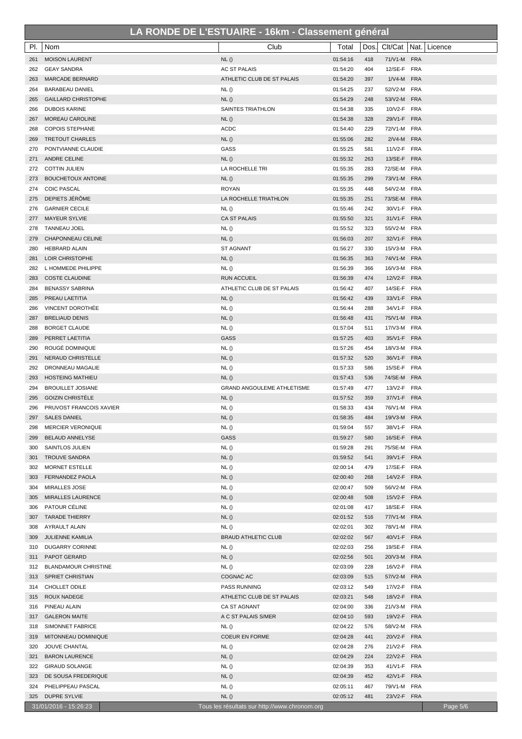# LA RONDE DE L'ESTUAIRE - 16km - Classement général

| Pl. | Nom | Club | Total | Dos. | Clt/Cat | Nat. | Licence |
|---|---|---|---|---|---|---|---|
| 261 | MOISON LAURENT | NL () | 01:54:16 | 418 | 71/V1-M | FRA | |
| 262 | GEAY SANDRA | AC ST PALAIS | 01:54:20 | 404 | 12/SE-F | FRA | |
| 263 | MARCADE BERNARD | ATHLETIC CLUB DE ST PALAIS | 01:54:20 | 397 | 1/V4-M | FRA | |
| 264 | BARABEAU DANIEL | NL () | 01:54:25 | 237 | 52/V2-M | FRA | |
| 265 | GAILLARD CHRISTOPHE | NL () | 01:54:29 | 248 | 53/V2-M | FRA | |
| 266 | DUBOIS KARINE | SAINTES TRIATHLON | 01:54:38 | 335 | 10/V2-F | FRA | |
| 267 | MOREAU CAROLINE | NL () | 01:54:38 | 328 | 29/V1-F | FRA | |
| 268 | COPOIS STEPHANE | ACDC | 01:54:40 | 229 | 72/V1-M | FRA | |
| 269 | TRETOUT CHARLES | NL () | 01:55:06 | 282 | 2/V4-M | FRA | |
| 270 | PONTVIANNE CLAUDIE | GASS | 01:55:25 | 581 | 11/V2-F | FRA | |
| 271 | ANDRE CELINE | NL () | 01:55:32 | 263 | 13/SE-F | FRA | |
| 272 | COTTIN JULIEN | LA ROCHELLE TRI | 01:55:35 | 283 | 72/SE-M | FRA | |
| 273 | BOUCHETOUX ANTOINE | NL () | 01:55:35 | 299 | 73/V1-M | FRA | |
| 274 | COIC PASCAL | ROYAN | 01:55:35 | 448 | 54/V2-M | FRA | |
| 275 | DEPIETS JÉRÔME | LA ROCHELLE TRIATHLON | 01:55:35 | 251 | 73/SE-M | FRA | |
| 276 | GARNIER CECILE | NL () | 01:55:46 | 242 | 30/V1-F | FRA | |
| 277 | MAYEUR SYLVIE | CA ST PALAIS | 01:55:50 | 321 | 31/V1-F | FRA | |
| 278 | TANNEAU JOEL | NL () | 01:55:52 | 323 | 55/V2-M | FRA | |
| 279 | CHAPONNEAU CELINE | NL () | 01:56:03 | 207 | 32/V1-F | FRA | |
| 280 | HEBRARD ALAIN | ST AGNANT | 01:56:27 | 330 | 15/V3-M | FRA | |
| 281 | LOIR CHRISTOPHE | NL () | 01:56:35 | 363 | 74/V1-M | FRA | |
| 282 | L HOMMEDE PHILIPPE | NL () | 01:56:39 | 366 | 16/V3-M | FRA | |
| 283 | COSTE CLAUDINE | RUN ACCUEIL | 01:56:39 | 474 | 12/V2-F | FRA | |
| 284 | BENASSY SABRINA | ATHLETIC CLUB DE ST PALAIS | 01:56:42 | 407 | 14/SE-F | FRA | |
| 285 | PREAU LAETITIA | NL () | 01:56:42 | 439 | 33/V1-F | FRA | |
| 286 | VINCENT DOROTHÉE | NL () | 01:56:44 | 288 | 34/V1-F | FRA | |
| 287 | BRELIAUD DENIS | NL () | 01:56:48 | 431 | 75/V1-M | FRA | |
| 288 | BORGET CLAUDE | NL () | 01:57:04 | 511 | 17/V3-M | FRA | |
| 289 | PERRET LAETITIA | GASS | 01:57:25 | 403 | 35/V1-F | FRA | |
| 290 | ROUGÉ DOMINIQUE | NL () | 01:57:26 | 454 | 18/V3-M | FRA | |
| 291 | NERAUD CHRISTELLE | NL () | 01:57:32 | 520 | 36/V1-F | FRA | |
| 292 | DRONNEAU MAGALIE | NL () | 01:57:33 | 586 | 15/SE-F | FRA | |
| 293 | HOSTEING MATHIEU | NL () | 01:57:43 | 536 | 74/SE-M | FRA | |
| 294 | BROUILLET JOSIANE | GRAND ANGOULEME ATHLETISME | 01:57:49 | 477 | 13/V2-F | FRA | |
| 295 | GOIZIN CHRISTÈLE | NL () | 01:57:52 | 359 | 37/V1-F | FRA | |
| 296 | PRUVOST FRANCOIS XAVIER | NL () | 01:58:33 | 434 | 76/V1-M | FRA | |
| 297 | SALES DANIEL | NL () | 01:58:35 | 484 | 19/V3-M | FRA | |
| 298 | MERCIER VERONIQUE | NL () | 01:59:04 | 557 | 38/V1-F | FRA | |
| 299 | BELAUD ANNELYSE | GASS | 01:59:27 | 580 | 16/SE-F | FRA | |
| 300 | SAINTLOS JULIEN | NL () | 01:59:28 | 291 | 75/SE-M | FRA | |
| 301 | TROUVE SANDRA | NL () | 01:59:52 | 541 | 39/V1-F | FRA | |
| 302 | MORNET ESTELLE | NL () | 02:00:14 | 479 | 17/SE-F | FRA | |
| 303 | FERNANDEZ PAOLA | NL () | 02:00:40 | 268 | 14/V2-F | FRA | |
| 304 | MIRALLES JOSE | NL () | 02:00:47 | 509 | 56/V2-M | FRA | |
| 305 | MIRALLES LAURENCE | NL () | 02:00:48 | 508 | 15/V2-F | FRA | |
| 306 | PATOUR CÉLINE | NL () | 02:01:08 | 417 | 18/SE-F | FRA | |
| 307 | TARADE THIERRY | NL () | 02:01:52 | 516 | 77/V1-M | FRA | |
| 308 | AYRAULT ALAIN | NL () | 02:02:01 | 302 | 78/V1-M | FRA | |
| 309 | JULIENNE KAMILIA | BRAUD ATHLETIC CLUB | 02:02:02 | 567 | 40/V1-F | FRA | |
| 310 | DUGARRY CORINNE | NL () | 02:02:03 | 256 | 19/SE-F | FRA | |
| 311 | PAPOT GERARD | NL () | 02:02:56 | 501 | 20/V3-M | FRA | |
| 312 | BLANDAMOUR CHRISTINE | NL () | 02:03:09 | 228 | 16/V2-F | FRA | |
| 313 | SPRIET CHRISTIAN | COGNAC AC | 02:03:09 | 515 | 57/V2-M | FRA | |
| 314 | CHOLLET ODILE | PASS RUNNING | 02:03:12 | 549 | 17/V2-F | FRA | |
| 315 | ROUX NADEGE | ATHLETIC CLUB DE ST PALAIS | 02:03:21 | 548 | 18/V2-F | FRA | |
| 316 | PINEAU ALAIN | CA ST AGNANT | 02:04:00 | 336 | 21/V3-M | FRA | |
| 317 | GALERON MAITE | A C ST PALAIS S/MER | 02:04:10 | 593 | 19/V2-F | FRA | |
| 318 | SIMONNET FABRICE | NL () | 02:04:22 | 576 | 58/V2-M | FRA | |
| 319 | MITONNEAU DOMINIQUE | COEUR EN FORME | 02:04:28 | 441 | 20/V2-F | FRA | |
| 320 | JOUVE CHANTAL | NL () | 02:04:28 | 276 | 21/V2-F | FRA | |
| 321 | BARON LAURENCE | NL () | 02:04:29 | 224 | 22/V2-F | FRA | |
| 322 | GIRAUD SOLANGE | NL () | 02:04:39 | 353 | 41/V1-F | FRA | |
| 323 | DE SOUSA FREDERIQUE | NL () | 02:04:39 | 452 | 42/V1-F | FRA | |
| 324 | PHELIPPEAU PASCAL | NL () | 02:05:11 | 467 | 79/V1-M | FRA | |
| 325 | DUPRE SYLVIE | NL () | 02:05:12 | 481 | 23/V2-F | FRA | |

31/01/2016 - 15:26:23 — Tous les résultats sur http://www.chronom.org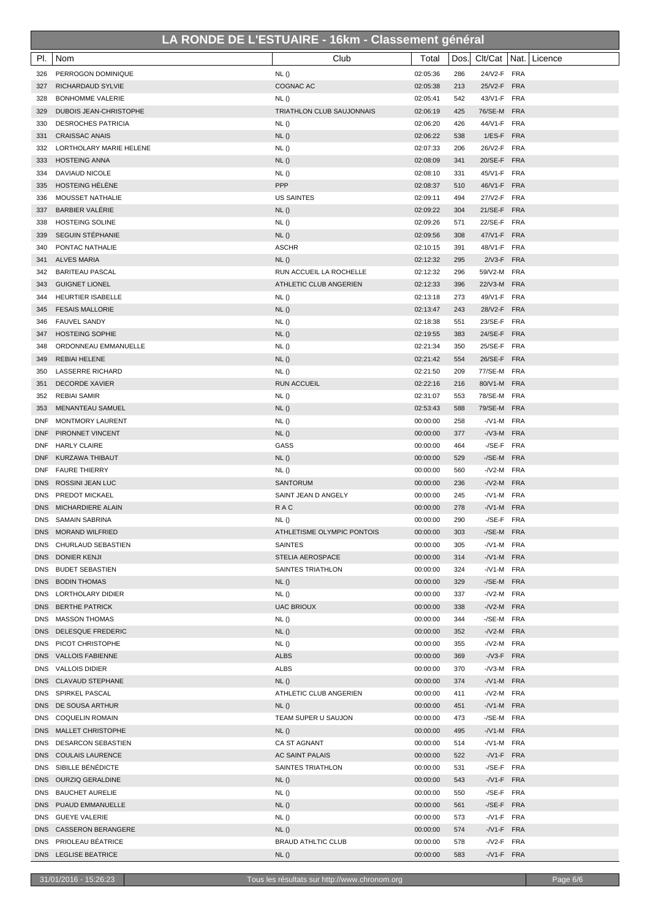# LA RONDE DE L'ESTUAIRE - 16km - Classement général

| Pl. | Nom | Club | Total | Dos. | Clt/Cat | Nat. | Licence |
|---|---|---|---|---|---|---|---|
| 326 | PERROGON DOMINIQUE | NL () | 02:05:36 | 286 | 24/V2-F | FRA | |
| 327 | RICHARDAUD SYLVIE | COGNAC AC | 02:05:38 | 213 | 25/V2-F | FRA | |
| 328 | BONHOMME VALERIE | NL () | 02:05:41 | 542 | 43/V1-F | FRA | |
| 329 | DUBOIS JEAN-CHRISTOPHE | TRIATHLON CLUB SAUJONNAIS | 02:06:19 | 425 | 76/SE-M | FRA | |
| 330 | DESROCHES PATRICIA | NL () | 02:06:20 | 426 | 44/V1-F | FRA | |
| 331 | CRAISSAC ANAIS | NL () | 02:06:22 | 538 | 1/ES-F | FRA | |
| 332 | LORTHOLARY MARIE HELENE | NL () | 02:07:33 | 206 | 26/V2-F | FRA | |
| 333 | HOSTEING ANNA | NL () | 02:08:09 | 341 | 20/SE-F | FRA | |
| 334 | DAVIAUD NICOLE | NL () | 02:08:10 | 331 | 45/V1-F | FRA | |
| 335 | HOSTEING HÉLÈNE | PPP | 02:08:37 | 510 | 46/V1-F | FRA | |
| 336 | MOUSSET NATHALIE | US SAINTES | 02:09:11 | 494 | 27/V2-F | FRA | |
| 337 | BARBIER VALÉRIE | NL () | 02:09:22 | 304 | 21/SE-F | FRA | |
| 338 | HOSTEING SOLINE | NL () | 02:09:26 | 571 | 22/SE-F | FRA | |
| 339 | SEGUIN STÉPHANIE | NL () | 02:09:56 | 308 | 47/V1-F | FRA | |
| 340 | PONTAC NATHALIE | ASCHR | 02:10:15 | 391 | 48/V1-F | FRA | |
| 341 | ALVES MARIA | NL () | 02:12:32 | 295 | 2/V3-F | FRA | |
| 342 | BARITEAU PASCAL | RUN ACCUEIL LA ROCHELLE | 02:12:32 | 296 | 59/V2-M | FRA | |
| 343 | GUIGNET LIONEL | ATHLETIC CLUB ANGERIEN | 02:12:33 | 396 | 22/V3-M | FRA | |
| 344 | HEURTIER ISABELLE | NL () | 02:13:18 | 273 | 49/V1-F | FRA | |
| 345 | FESAIS MALLORIE | NL () | 02:13:47 | 243 | 28/V2-F | FRA | |
| 346 | FAUVEL SANDY | NL () | 02:18:38 | 551 | 23/SE-F | FRA | |
| 347 | HOSTEING SOPHIE | NL () | 02:19:55 | 383 | 24/SE-F | FRA | |
| 348 | ORDONNEAU EMMANUELLE | NL () | 02:21:34 | 350 | 25/SE-F | FRA | |
| 349 | REBIAI HELENE | NL () | 02:21:42 | 554 | 26/SE-F | FRA | |
| 350 | LASSERRE RICHARD | NL () | 02:21:50 | 209 | 77/SE-M | FRA | |
| 351 | DECORDE XAVIER | RUN ACCUEIL | 02:22:16 | 216 | 80/V1-M | FRA | |
| 352 | REBIAI SAMIR | NL () | 02:31:07 | 553 | 78/SE-M | FRA | |
| 353 | MENANTEAU SAMUEL | NL () | 02:53:43 | 588 | 79/SE-M | FRA | |
| DNF | MONTMORY LAURENT | NL () | 00:00:00 | 258 | -/V1-M | FRA | |
| DNF | PIRONNET VINCENT | NL () | 00:00:00 | 377 | -/V3-M | FRA | |
| DNF | HARLY CLAIRE | GASS | 00:00:00 | 464 | -/SE-F | FRA | |
| DNF | KURZAWA THIBAUT | NL () | 00:00:00 | 529 | -/SE-M | FRA | |
| DNF | FAURE THIERRY | NL () | 00:00:00 | 560 | -/V2-M | FRA | |
| DNS | ROSSINI JEAN LUC | SANTORUM | 00:00:00 | 236 | -/V2-M | FRA | |
| DNS | PREDOT MICKAEL | SAINT JEAN D ANGELY | 00:00:00 | 245 | -/V1-M | FRA | |
| DNS | MICHARDIERE ALAIN | R A C | 00:00:00 | 278 | -/V1-M | FRA | |
| DNS | SAMAIN SABRINA | NL () | 00:00:00 | 290 | -/SE-F | FRA | |
| DNS | MORAND WILFRIED | ATHLETISME OLYMPIC PONTOIS | 00:00:00 | 303 | -/SE-M | FRA | |
| DNS | CHURLAUD SEBASTIEN | SAINTES | 00:00:00 | 305 | -/V1-M | FRA | |
| DNS | DONIER KENJI | STELIA AEROSPACE | 00:00:00 | 314 | -/V1-M | FRA | |
| DNS | BUDET SEBASTIEN | SAINTES TRIATHLON | 00:00:00 | 324 | -/V1-M | FRA | |
| DNS | BODIN THOMAS | NL () | 00:00:00 | 329 | -/SE-M | FRA | |
| DNS | LORTHOLARY DIDIER | NL () | 00:00:00 | 337 | -/V2-M | FRA | |
| DNS | BERTHE PATRICK | UAC BRIOUX | 00:00:00 | 338 | -/V2-M | FRA | |
| DNS | MASSON THOMAS | NL () | 00:00:00 | 344 | -/SE-M | FRA | |
| DNS | DELESQUE FREDERIC | NL () | 00:00:00 | 352 | -/V2-M | FRA | |
| DNS | PICOT CHRISTOPHE | NL () | 00:00:00 | 355 | -/V2-M | FRA | |
| DNS | VALLOIS FABIENNE | ALBS | 00:00:00 | 369 | -/V3-F | FRA | |
| DNS | VALLOIS DIDIER | ALBS | 00:00:00 | 370 | -/V3-M | FRA | |
| DNS | CLAVAUD STEPHANE | NL () | 00:00:00 | 374 | -/V1-M | FRA | |
| DNS | SPIRKEL PASCAL | ATHLETIC CLUB ANGERIEN | 00:00:00 | 411 | -/V2-M | FRA | |
| DNS | DE SOUSA ARTHUR | NL () | 00:00:00 | 451 | -/V1-M | FRA | |
| DNS | COQUELIN ROMAIN | TEAM SUPER U SAUJON | 00:00:00 | 473 | -/SE-M | FRA | |
| DNS | MALLET CHRISTOPHE | NL () | 00:00:00 | 495 | -/V1-M | FRA | |
| DNS | DESARCON SEBASTIEN | CA ST AGNANT | 00:00:00 | 514 | -/V1-M | FRA | |
| DNS | COULAIS LAURENCE | AC SAINT PALAIS | 00:00:00 | 522 | -/V1-F | FRA | |
| DNS | SIBILLE BÉNÉDICTE | SAINTES TRIATHLON | 00:00:00 | 531 | -/SE-F | FRA | |
| DNS | OURZIQ GERALDINE | NL () | 00:00:00 | 543 | -/V1-F | FRA | |
| DNS | BAUCHET AURELIE | NL () | 00:00:00 | 550 | -/SE-F | FRA | |
| DNS | PUAUD EMMANUELLE | NL () | 00:00:00 | 561 | -/SE-F | FRA | |
| DNS | GUEYE VALERIE | NL () | 00:00:00 | 573 | -/V1-F | FRA | |
| DNS | CASSERON BERANGERE | NL () | 00:00:00 | 574 | -/V1-F | FRA | |
| DNS | PRIOLEAU BÉATRICE | BRAUD ATHLTIC CLUB | 00:00:00 | 578 | -/V2-F | FRA | |
| DNS | LEGLISE BEATRICE | NL () | 00:00:00 | 583 | -/V1-F | FRA | |

31/01/2016 - 15:26:23 Tous les résultats sur http://www.chronom.org